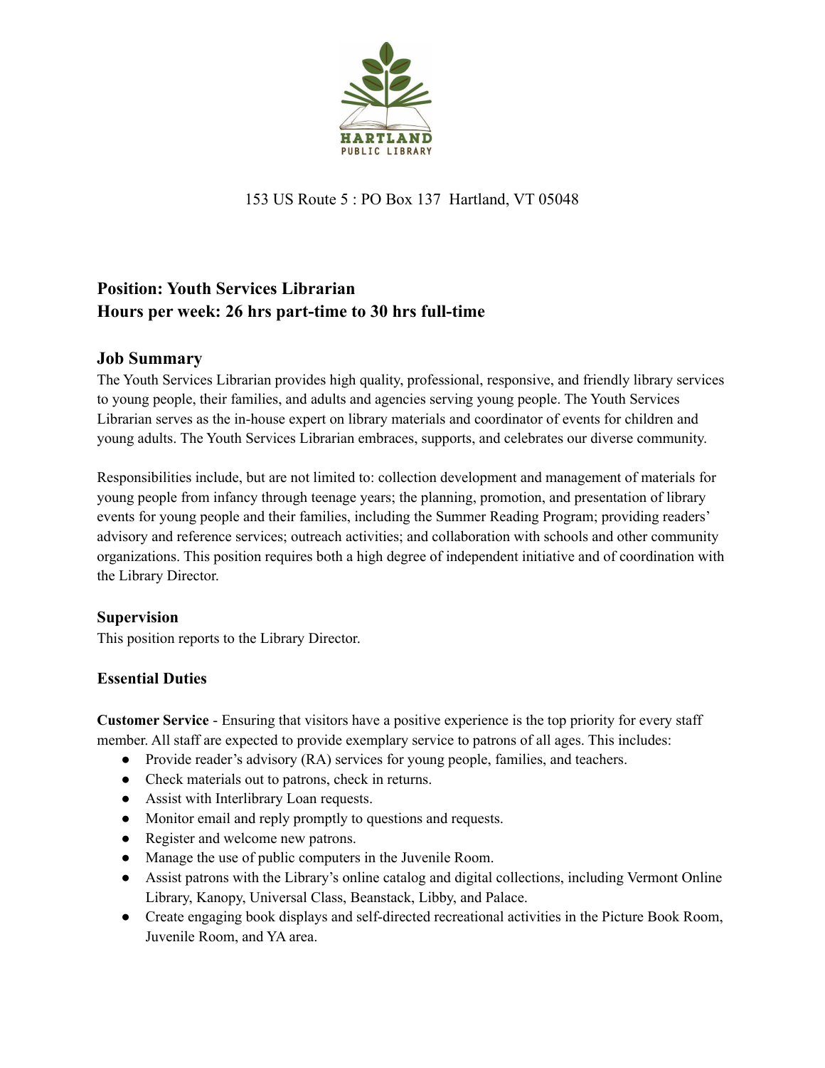HARTLAND PUBLIC LIBRARY

153 US Route 5 : PO Box 137 Hartland, VT 05048

## Position: Youth Services Librarian
## Hours per week: 26 hrs part-time to 30 hrs full-time

## Job Summary

The Youth Services Librarian provides high quality, professional, responsive, and friendly library services to young people, their families, and adults and agencies serving young people. The Youth Services Librarian serves as the in-house expert on library materials and coordinator of events for children and young adults. The Youth Services Librarian embraces, supports, and celebrates our diverse community.

Responsibilities include, but are not limited to: collection development and management of materials for young people from infancy through teenage years; the planning, promotion, and presentation of library events for young people and their families, including the Summer Reading Program; providing readers' advisory and reference services; outreach activities; and collaboration with schools and other community organizations. This position requires both a high degree of independent initiative and of coordination with the Library Director.

### Supervision

This position reports to the Library Director.

### Essential Duties

**Customer Service** - Ensuring that visitors have a positive experience is the top priority for every staff member. All staff are expected to provide exemplary service to patrons of all ages. This includes:

- Provide reader's advisory (RA) services for young people, families, and teachers.
- Check materials out to patrons, check in returns.
- Assist with Interlibrary Loan requests.
- Monitor email and reply promptly to questions and requests.
- Register and welcome new patrons.
- Manage the use of public computers in the Juvenile Room.
- Assist patrons with the Library's online catalog and digital collections, including Vermont Online Library, Kanopy, Universal Class, Beanstack, Libby, and Palace.
- Create engaging book displays and self-directed recreational activities in the Picture Book Room, Juvenile Room, and YA area.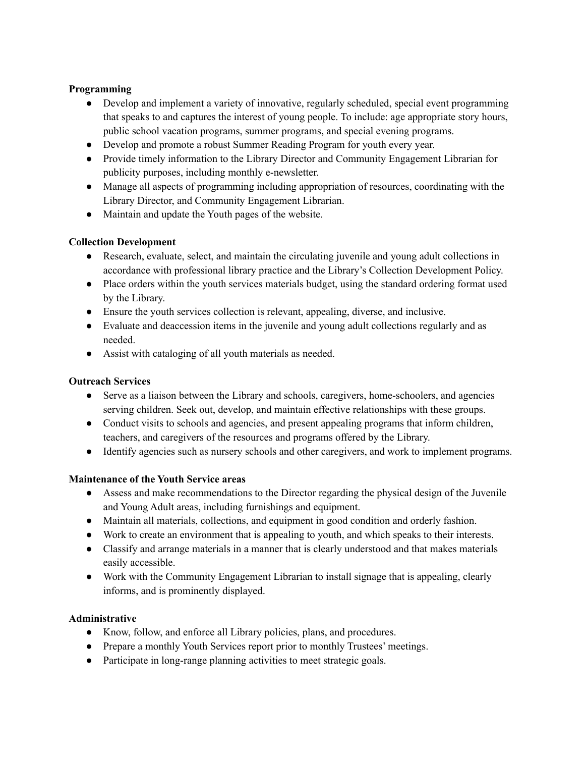**Programming**

- Develop and implement a variety of innovative, regularly scheduled, special event programming that speaks to and captures the interest of young people. To include: age appropriate story hours, public school vacation programs, summer programs, and special evening programs.
- Develop and promote a robust Summer Reading Program for youth every year.
- Provide timely information to the Library Director and Community Engagement Librarian for publicity purposes, including monthly e-newsletter.
- Manage all aspects of programming including appropriation of resources, coordinating with the Library Director, and Community Engagement Librarian.
- Maintain and update the Youth pages of the website.

**Collection Development**

- Research, evaluate, select, and maintain the circulating juvenile and young adult collections in accordance with professional library practice and the Library's Collection Development Policy.
- Place orders within the youth services materials budget, using the standard ordering format used by the Library.
- Ensure the youth services collection is relevant, appealing, diverse, and inclusive.
- Evaluate and deaccession items in the juvenile and young adult collections regularly and as needed.
- Assist with cataloging of all youth materials as needed.

**Outreach Services**

- Serve as a liaison between the Library and schools, caregivers, home-schoolers, and agencies serving children. Seek out, develop, and maintain effective relationships with these groups.
- Conduct visits to schools and agencies, and present appealing programs that inform children, teachers, and caregivers of the resources and programs offered by the Library.
- Identify agencies such as nursery schools and other caregivers, and work to implement programs.

**Maintenance of the Youth Service areas**

- Assess and make recommendations to the Director regarding the physical design of the Juvenile and Young Adult areas, including furnishings and equipment.
- Maintain all materials, collections, and equipment in good condition and orderly fashion.
- Work to create an environment that is appealing to youth, and which speaks to their interests.
- Classify and arrange materials in a manner that is clearly understood and that makes materials easily accessible.
- Work with the Community Engagement Librarian to install signage that is appealing, clearly informs, and is prominently displayed.

**Administrative**

- Know, follow, and enforce all Library policies, plans, and procedures.
- Prepare a monthly Youth Services report prior to monthly Trustees' meetings.
- Participate in long-range planning activities to meet strategic goals.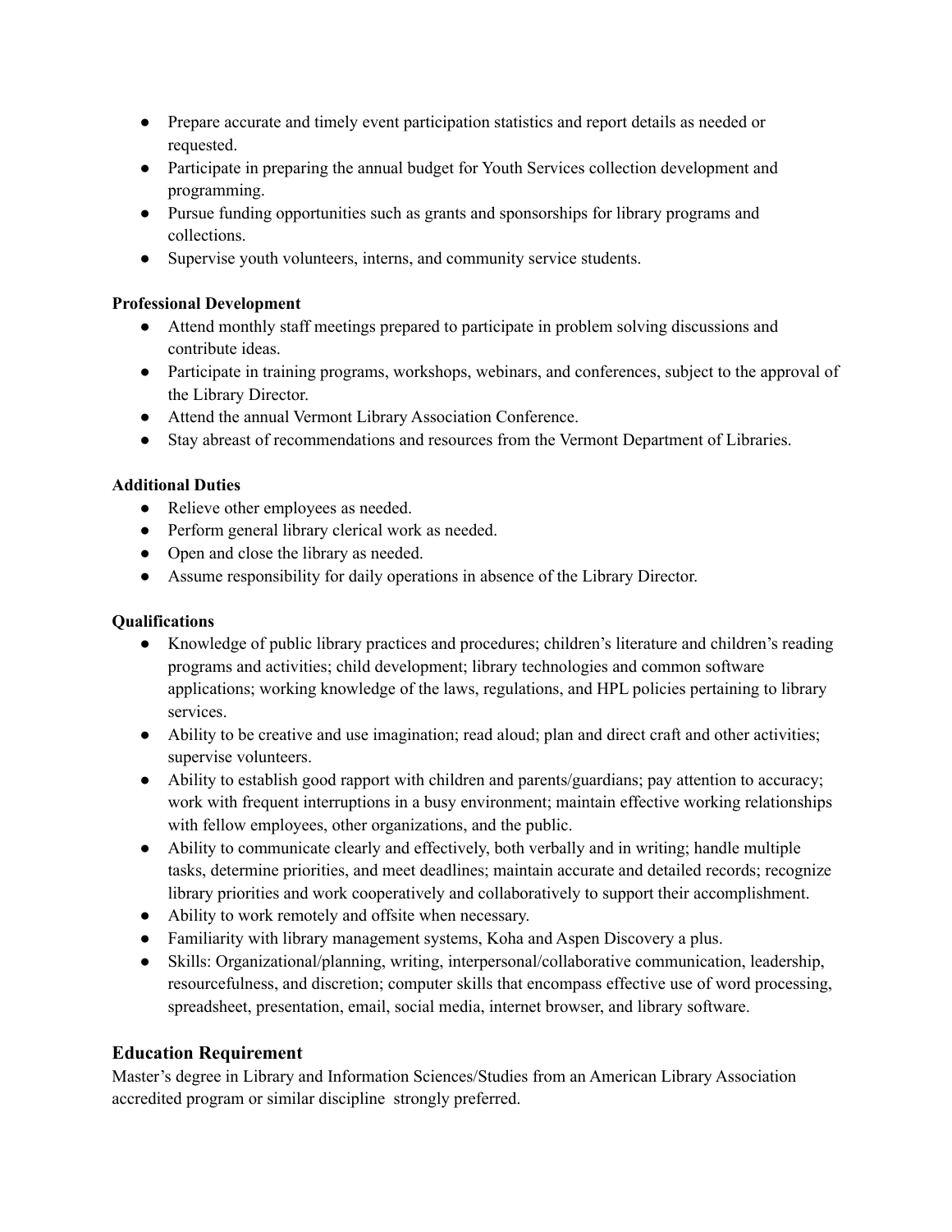- Prepare accurate and timely event participation statistics and report details as needed or requested.
- Participate in preparing the annual budget for Youth Services collection development and programming.
- Pursue funding opportunities such as grants and sponsorships for library programs and collections.
- Supervise youth volunteers, interns, and community service students.

**Professional Development**

- Attend monthly staff meetings prepared to participate in problem solving discussions and contribute ideas.
- Participate in training programs, workshops, webinars, and conferences, subject to the approval of the Library Director.
- Attend the annual Vermont Library Association Conference.
- Stay abreast of recommendations and resources from the Vermont Department of Libraries.

**Additional Duties**

- Relieve other employees as needed.
- Perform general library clerical work as needed.
- Open and close the library as needed.
- Assume responsibility for daily operations in absence of the Library Director.

**Qualifications**

- Knowledge of public library practices and procedures; children's literature and children's reading programs and activities; child development; library technologies and common software applications; working knowledge of the laws, regulations, and HPL policies pertaining to library services.
- Ability to be creative and use imagination; read aloud; plan and direct craft and other activities; supervise volunteers.
- Ability to establish good rapport with children and parents/guardians; pay attention to accuracy; work with frequent interruptions in a busy environment; maintain effective working relationships with fellow employees, other organizations, and the public.
- Ability to communicate clearly and effectively, both verbally and in writing; handle multiple tasks, determine priorities, and meet deadlines; maintain accurate and detailed records; recognize library priorities and work cooperatively and collaboratively to support their accomplishment.
- Ability to work remotely and offsite when necessary.
- Familiarity with library management systems, Koha and Aspen Discovery a plus.
- Skills: Organizational/planning, writing, interpersonal/collaborative communication, leadership, resourcefulness, and discretion; computer skills that encompass effective use of word processing, spreadsheet, presentation, email, social media, internet browser, and library software.

## Education Requirement

Master's degree in Library and Information Sciences/Studies from an American Library Association accredited program or similar discipline strongly preferred.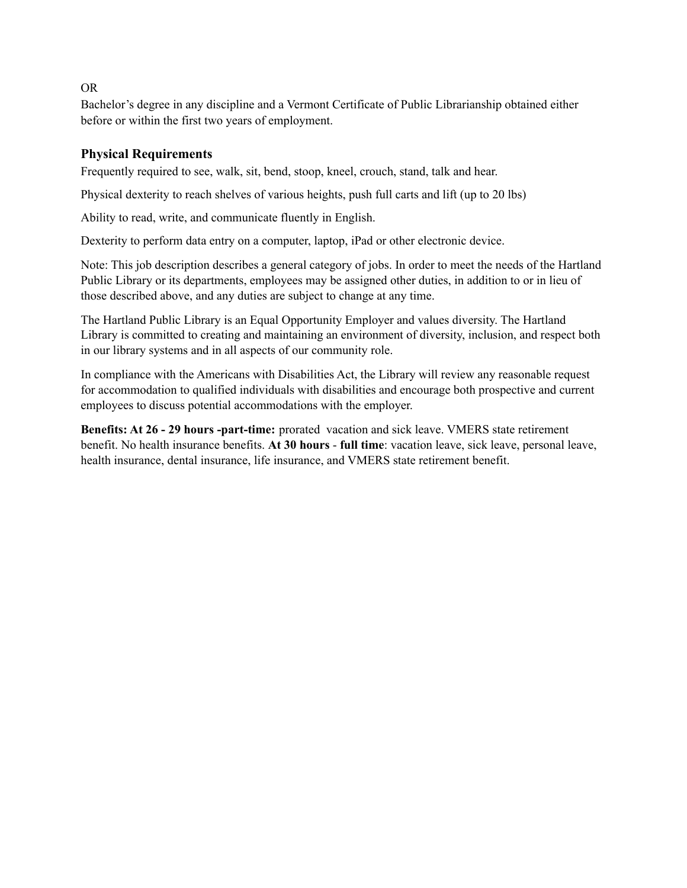OR
Bachelor's degree in any discipline and a Vermont Certificate of Public Librarianship obtained either before or within the first two years of employment.

### Physical Requirements

Frequently required to see, walk, sit, bend, stoop, kneel, crouch, stand, talk and hear.

Physical dexterity to reach shelves of various heights, push full carts and lift (up to 20 lbs)

Ability to read, write, and communicate fluently in English.

Dexterity to perform data entry on a computer, laptop, iPad or other electronic device.

Note: This job description describes a general category of jobs. In order to meet the needs of the Hartland Public Library or its departments, employees may be assigned other duties, in addition to or in lieu of those described above, and any duties are subject to change at any time.

The Hartland Public Library is an Equal Opportunity Employer and values diversity. The Hartland Library is committed to creating and maintaining an environment of diversity, inclusion, and respect both in our library systems and in all aspects of our community role.

In compliance with the Americans with Disabilities Act, the Library will review any reasonable request for accommodation to qualified individuals with disabilities and encourage both prospective and current employees to discuss potential accommodations with the employer.

**Benefits: At 26 - 29 hours -part-time:** prorated vacation and sick leave. VMERS state retirement benefit. No health insurance benefits. **At 30 hours** - **full time**: vacation leave, sick leave, personal leave, health insurance, dental insurance, life insurance, and VMERS state retirement benefit.